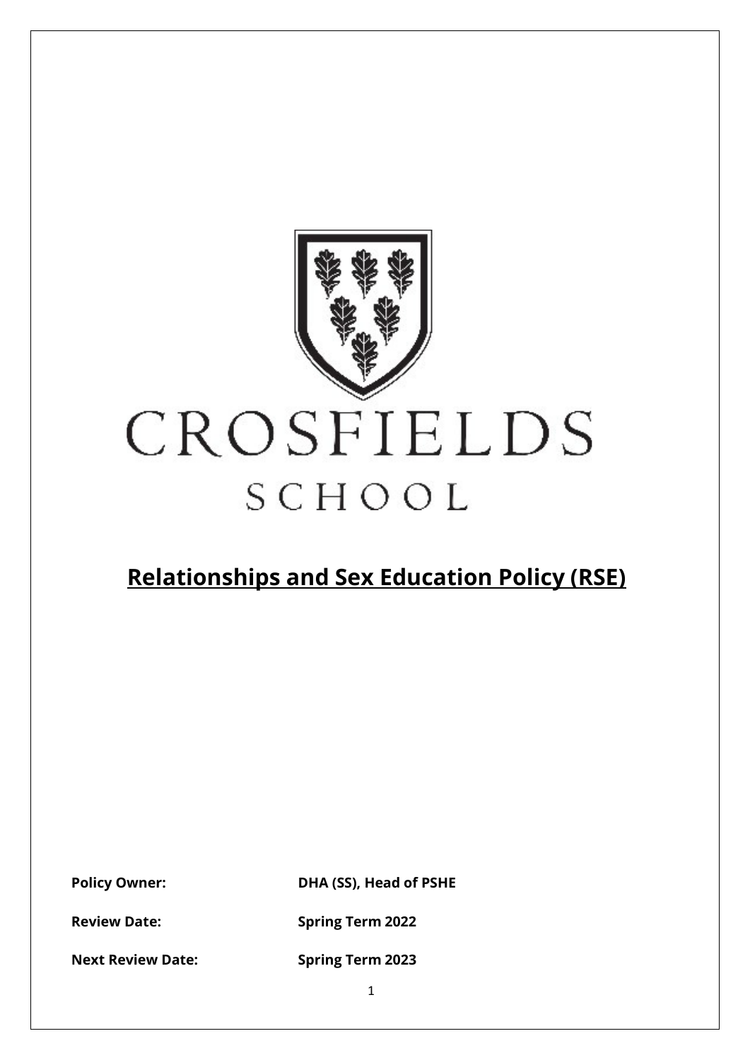CROSFIELDS

SCHOOL

# Relationships and Sex Education Policy (RSE)

**Policy Owner:** **DHA (SS), Head of PSHE**

**Review Date:** **Spring Term 2022**

**Next Review Date:** **Spring Term 2023**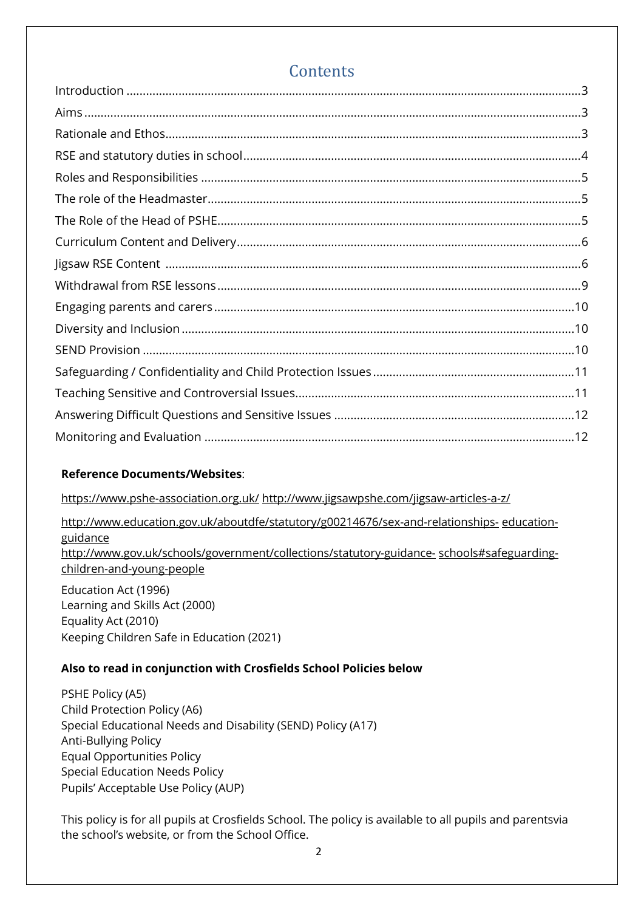# Contents

Introduction ..................................................................................................................................3
Aims ..............................................................................................................................................3
Rationale and Ethos......................................................................................................................3
RSE and statutory duties in school...............................................................................................4
Roles and Responsibilities ...........................................................................................................5
The role of the Headmaster..........................................................................................................5
The Role of the Head of PSHE.......................................................................................................5
Curriculum Content and Delivery.................................................................................................6
Jigsaw RSE Content .....................................................................................................................6
Withdrawal from RSE lessons.......................................................................................................9
Engaging parents and carers.......................................................................................................10
Diversity and Inclusion................................................................................................................10
SEND Provision ...........................................................................................................................10
Safeguarding / Confidentiality and Child Protection Issues ........................................................11
Teaching Sensitive and Controversial Issues...............................................................................11
Answering Difficult Questions and Sensitive Issues ...................................................................12
Monitoring and Evaluation .........................................................................................................12

**Reference Documents/Websites**:

https://www.pshe-association.org.uk/ http://www.jigsawpshe.com/jigsaw-articles-a-z/

http://www.education.gov.uk/aboutdfe/statutory/g00214676/sex-and-relationships- education-guidance
http://www.gov.uk/schools/government/collections/statutory-guidance- schools#safeguarding-children-and-young-people

Education Act (1996)
Learning and Skills Act (2000)
Equality Act (2010)
Keeping Children Safe in Education (2021)

**Also to read in conjunction with Crosfields School Policies below**

PSHE Policy (A5)
Child Protection Policy (A6)
Special Educational Needs and Disability (SEND) Policy (A17)
Anti-Bullying Policy
Equal Opportunities Policy
Special Education Needs Policy
Pupils' Acceptable Use Policy (AUP)

This policy is for all pupils at Crosfields School. The policy is available to all pupils and parentsvia the school's website, or from the School Office.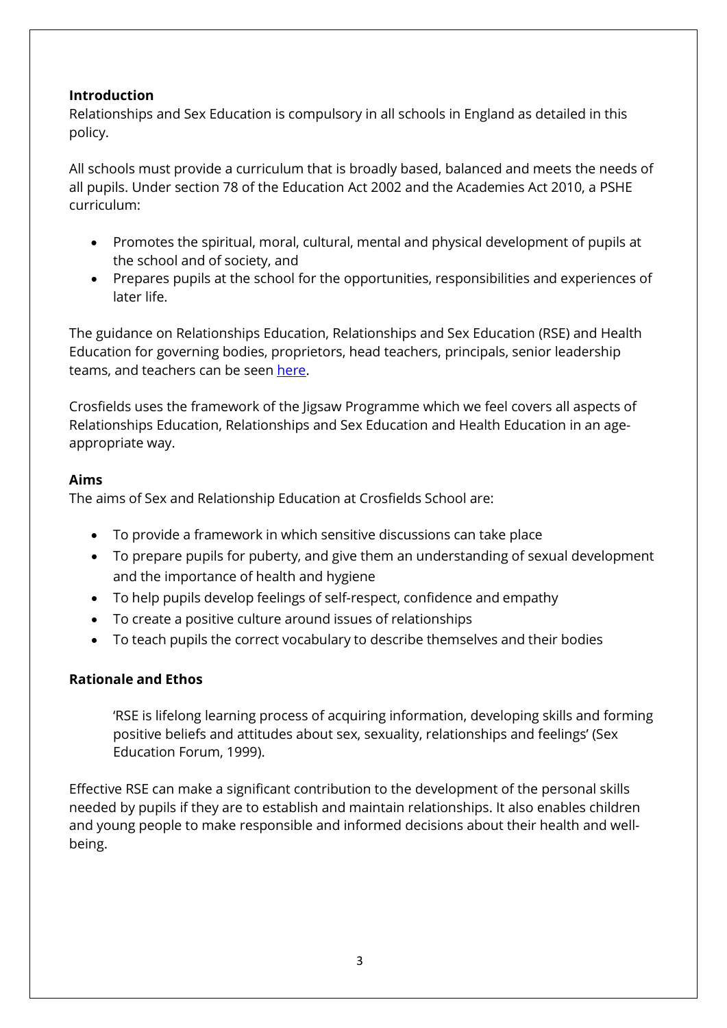**Introduction**

Relationships and Sex Education is compulsory in all schools in England as detailed in this policy.

All schools must provide a curriculum that is broadly based, balanced and meets the needs of all pupils. Under section 78 of the Education Act 2002 and the Academies Act 2010, a PSHE curriculum:

- Promotes the spiritual, moral, cultural, mental and physical development of pupils at the school and of society, and
- Prepares pupils at the school for the opportunities, responsibilities and experiences of later life.

The guidance on Relationships Education, Relationships and Sex Education (RSE) and Health Education for governing bodies, proprietors, head teachers, principals, senior leadership teams, and teachers can be seen here.

Crosfields uses the framework of the Jigsaw Programme which we feel covers all aspects of Relationships Education, Relationships and Sex Education and Health Education in an age-appropriate way.

**Aims**

The aims of Sex and Relationship Education at Crosfields School are:

- To provide a framework in which sensitive discussions can take place
- To prepare pupils for puberty, and give them an understanding of sexual development and the importance of health and hygiene
- To help pupils develop feelings of self-respect, confidence and empathy
- To create a positive culture around issues of relationships
- To teach pupils the correct vocabulary to describe themselves and their bodies

**Rationale and Ethos**

> 'RSE is lifelong learning process of acquiring information, developing skills and forming positive beliefs and attitudes about sex, sexuality, relationships and feelings' (Sex Education Forum, 1999).

Effective RSE can make a significant contribution to the development of the personal skills needed by pupils if they are to establish and maintain relationships. It also enables children and young people to make responsible and informed decisions about their health and well-being.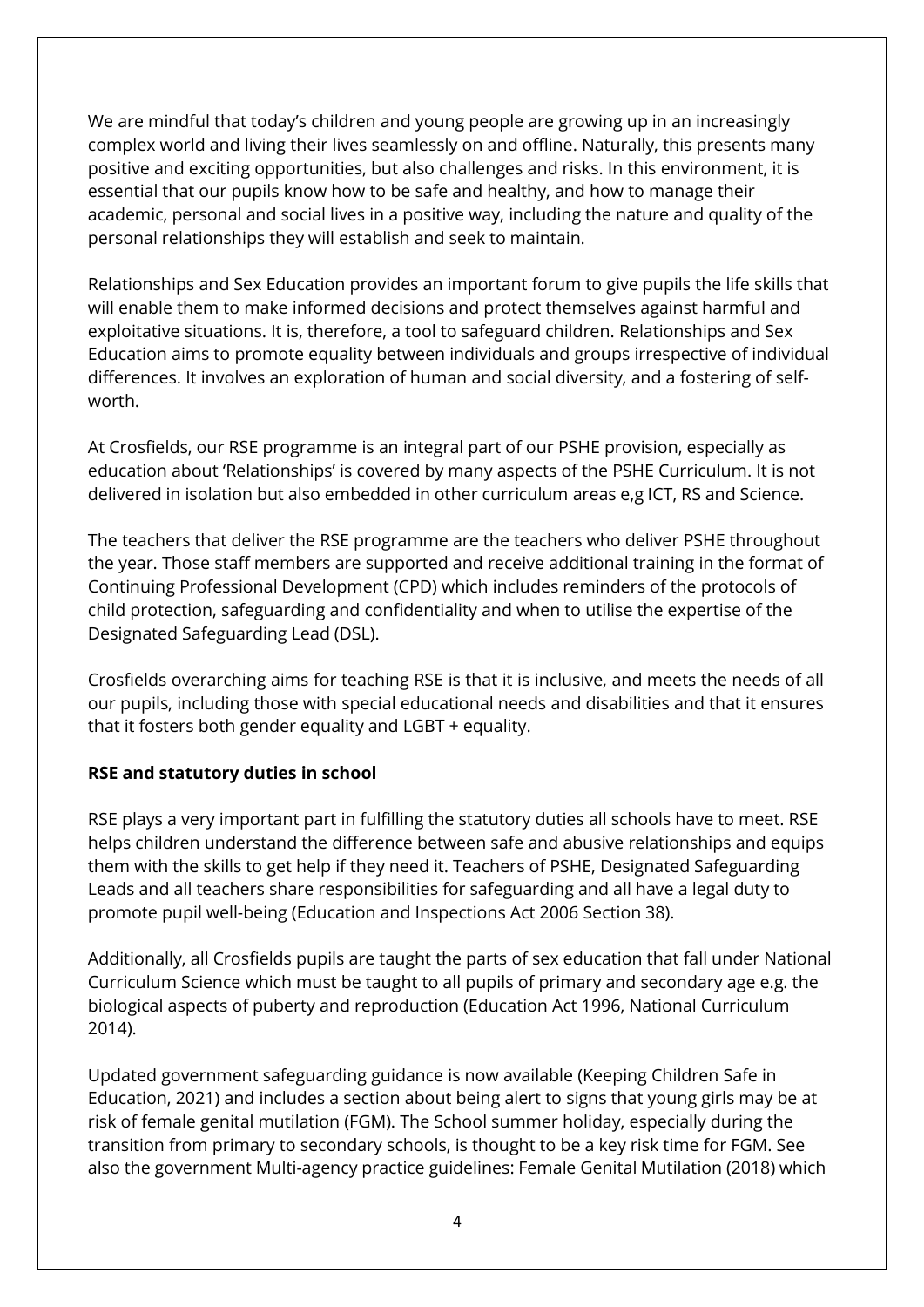We are mindful that today's children and young people are growing up in an increasingly complex world and living their lives seamlessly on and offline. Naturally, this presents many positive and exciting opportunities, but also challenges and risks. In this environment, it is essential that our pupils know how to be safe and healthy, and how to manage their academic, personal and social lives in a positive way, including the nature and quality of the personal relationships they will establish and seek to maintain.

Relationships and Sex Education provides an important forum to give pupils the life skills that will enable them to make informed decisions and protect themselves against harmful and exploitative situations. It is, therefore, a tool to safeguard children. Relationships and Sex Education aims to promote equality between individuals and groups irrespective of individual differences. It involves an exploration of human and social diversity, and a fostering of self-worth.

At Crosfields, our RSE programme is an integral part of our PSHE provision, especially as education about 'Relationships' is covered by many aspects of the PSHE Curriculum. It is not delivered in isolation but also embedded in other curriculum areas e,g ICT, RS and Science.

The teachers that deliver the RSE programme are the teachers who deliver PSHE throughout the year. Those staff members are supported and receive additional training in the format of Continuing Professional Development (CPD) which includes reminders of the protocols of child protection, safeguarding and confidentiality and when to utilise the expertise of the Designated Safeguarding Lead (DSL).

Crosfields overarching aims for teaching RSE is that it is inclusive, and meets the needs of all our pupils, including those with special educational needs and disabilities and that it ensures that it fosters both gender equality and LGBT + equality.

**RSE and statutory duties in school**

RSE plays a very important part in fulfilling the statutory duties all schools have to meet. RSE helps children understand the difference between safe and abusive relationships and equips them with the skills to get help if they need it. Teachers of PSHE, Designated Safeguarding Leads and all teachers share responsibilities for safeguarding and all have a legal duty to promote pupil well-being (Education and Inspections Act 2006 Section 38).

Additionally, all Crosfields pupils are taught the parts of sex education that fall under National Curriculum Science which must be taught to all pupils of primary and secondary age e.g. the biological aspects of puberty and reproduction (Education Act 1996, National Curriculum 2014).

Updated government safeguarding guidance is now available (Keeping Children Safe in Education, 2021) and includes a section about being alert to signs that young girls may be at risk of female genital mutilation (FGM). The School summer holiday, especially during the transition from primary to secondary schools, is thought to be a key risk time for FGM. See also the government Multi-agency practice guidelines: Female Genital Mutilation (2018) which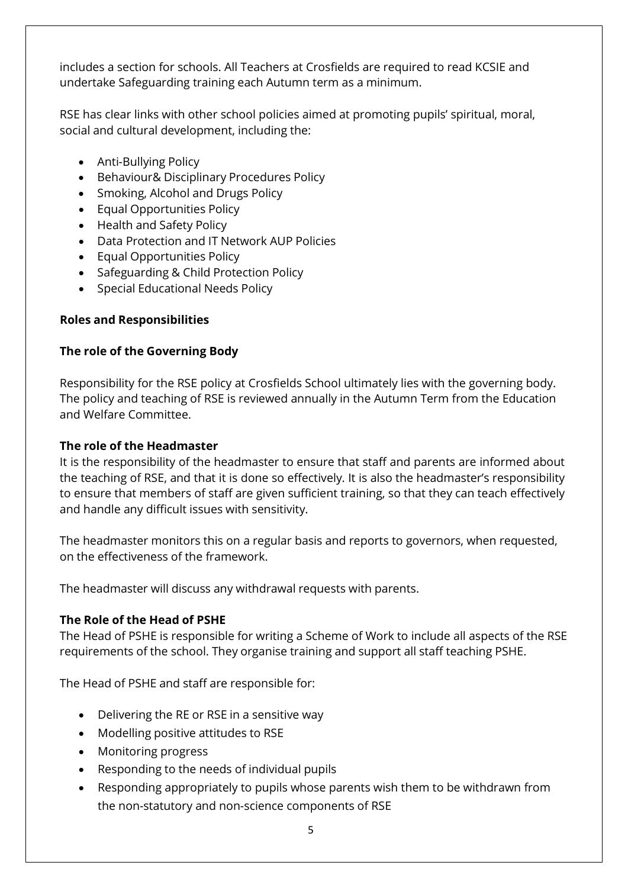includes a section for schools. All Teachers at Crosfields are required to read KCSIE and undertake Safeguarding training each Autumn term as a minimum.

RSE has clear links with other school policies aimed at promoting pupils' spiritual, moral, social and cultural development, including the:

- Anti-Bullying Policy
- Behaviour& Disciplinary Procedures Policy
- Smoking, Alcohol and Drugs Policy
- Equal Opportunities Policy
- Health and Safety Policy
- Data Protection and IT Network AUP Policies
- Equal Opportunities Policy
- Safeguarding & Child Protection Policy
- Special Educational Needs Policy

**Roles and Responsibilities**

**The role of the Governing Body**

Responsibility for the RSE policy at Crosfields School ultimately lies with the governing body. The policy and teaching of RSE is reviewed annually in the Autumn Term from the Education and Welfare Committee.

**The role of the Headmaster**

It is the responsibility of the headmaster to ensure that staff and parents are informed about the teaching of RSE, and that it is done so effectively. It is also the headmaster's responsibility to ensure that members of staff are given sufficient training, so that they can teach effectively and handle any difficult issues with sensitivity.

The headmaster monitors this on a regular basis and reports to governors, when requested, on the effectiveness of the framework.

The headmaster will discuss any withdrawal requests with parents.

**The Role of the Head of PSHE**

The Head of PSHE is responsible for writing a Scheme of Work to include all aspects of the RSE requirements of the school. They organise training and support all staff teaching PSHE.

The Head of PSHE and staff are responsible for:

- Delivering the RE or RSE in a sensitive way
- Modelling positive attitudes to RSE
- Monitoring progress
- Responding to the needs of individual pupils
- Responding appropriately to pupils whose parents wish them to be withdrawn from the non-statutory and non-science components of RSE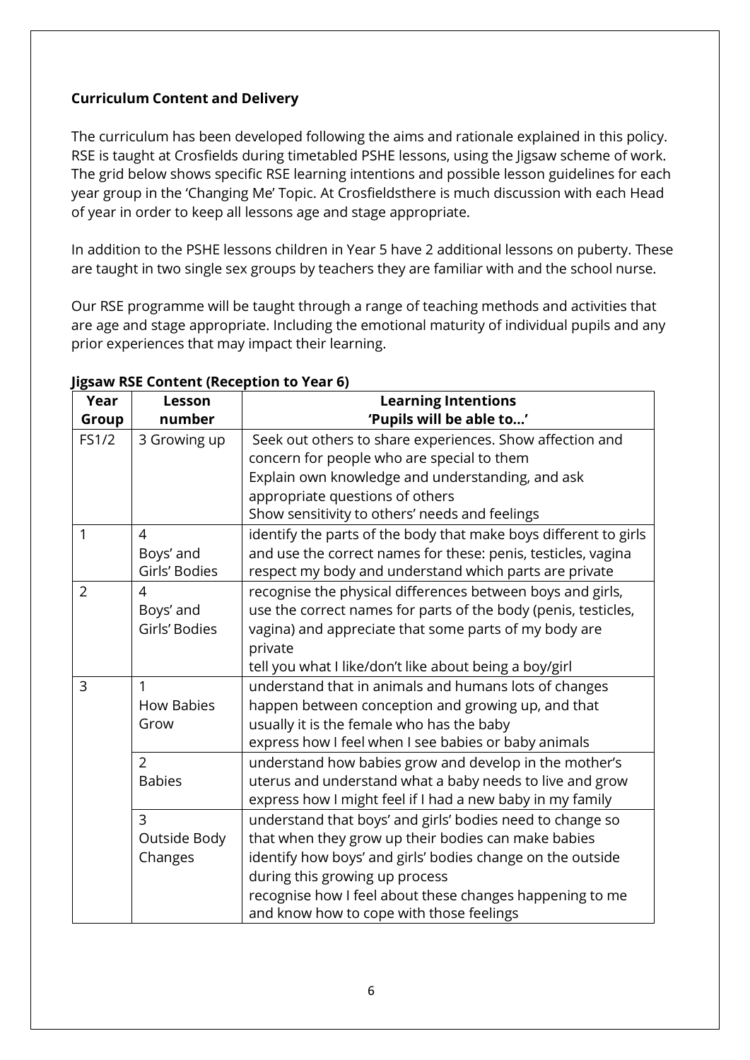**Curriculum Content and Delivery**

The curriculum has been developed following the aims and rationale explained in this policy. RSE is taught at Crosfields during timetabled PSHE lessons, using the Jigsaw scheme of work. The grid below shows specific RSE learning intentions and possible lesson guidelines for each year group in the 'Changing Me' Topic. At Crosfieldsthere is much discussion with each Head of year in order to keep all lessons age and stage appropriate.

In addition to the PSHE lessons children in Year 5 have 2 additional lessons on puberty. These are taught in two single sex groups by teachers they are familiar with and the school nurse.

Our RSE programme will be taught through a range of teaching methods and activities that are age and stage appropriate. Including the emotional maturity of individual pupils and any prior experiences that may impact their learning.

**Jigsaw RSE Content (Reception to Year 6)**

| Year Group | Lesson number | Learning Intentions 'Pupils will be able to…' |
|---|---|---|
| FS1/2 | 3 Growing up | Seek out others to share experiences. Show affection and concern for people who are special to them<br>Explain own knowledge and understanding, and ask appropriate questions of others<br>Show sensitivity to others' needs and feelings |
| 1 | 4<br>Boys' and Girls' Bodies | identify the parts of the body that make boys different to girls and use the correct names for these: penis, testicles, vagina<br>respect my body and understand which parts are private |
| 2 | 4<br>Boys' and Girls' Bodies | recognise the physical differences between boys and girls, use the correct names for parts of the body (penis, testicles, vagina) and appreciate that some parts of my body are private<br>tell you what I like/don't like about being a boy/girl |
| 3 | 1<br>How Babies Grow | understand that in animals and humans lots of changes happen between conception and growing up, and that usually it is the female who has the baby<br>express how I feel when I see babies or baby animals |
| | 2<br>Babies | understand how babies grow and develop in the mother's uterus and understand what a baby needs to live and grow<br>express how I might feel if I had a new baby in my family |
| | 3<br>Outside Body Changes | understand that boys' and girls' bodies need to change so that when they grow up their bodies can make babies<br>identify how boys' and girls' bodies change on the outside during this growing up process<br>recognise how I feel about these changes happening to me and know how to cope with those feelings |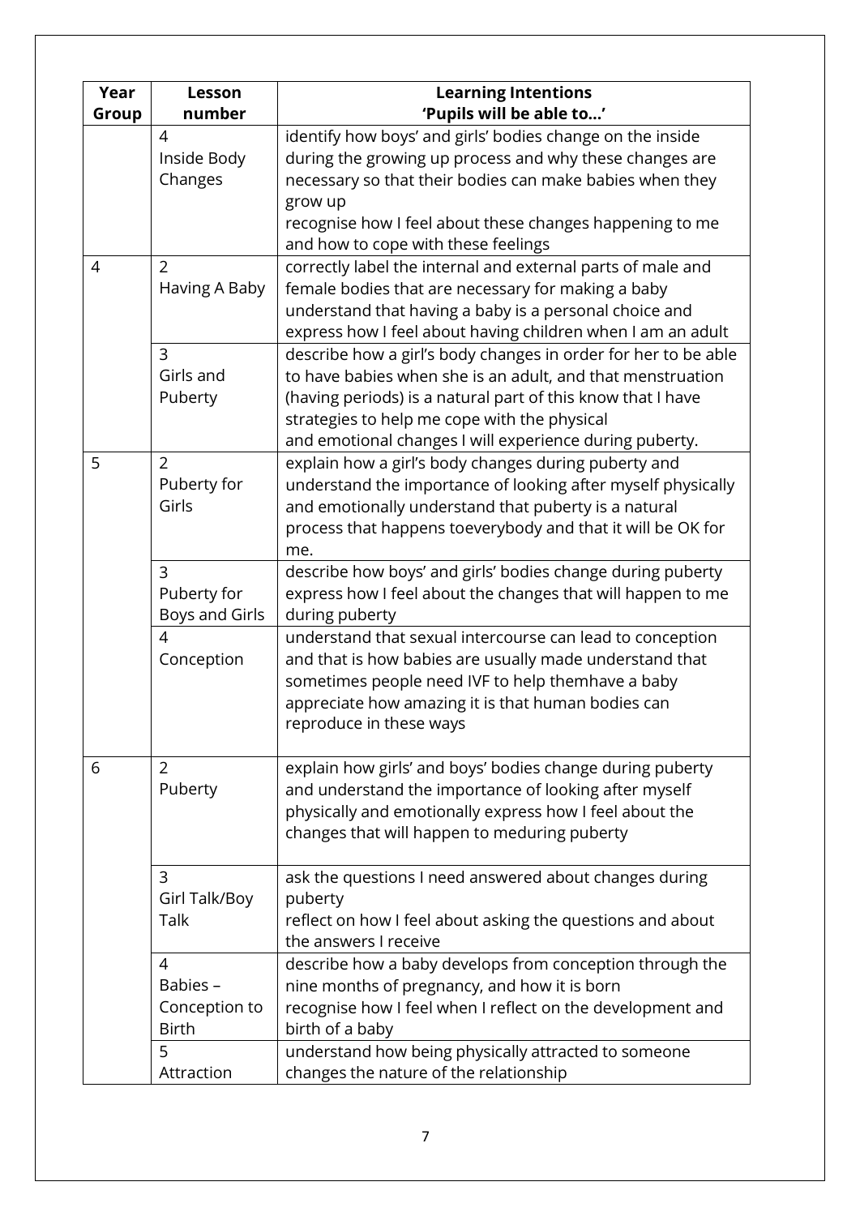| Year Group | Lesson number | Learning Intentions 'Pupils will be able to...' |
|---|---|---|
| | 4 Inside Body Changes | identify how boys' and girls' bodies change on the inside during the growing up process and why these changes are necessary so that their bodies can make babies when they grow up recognise how I feel about these changes happening to me and how to cope with these feelings |
| 4 | 2 Having A Baby | correctly label the internal and external parts of male and female bodies that are necessary for making a baby understand that having a baby is a personal choice and express how I feel about having children when I am an adult |
| | 3 Girls and Puberty | describe how a girl's body changes in order for her to be able to have babies when she is an adult, and that menstruation (having periods) is a natural part of this know that I have strategies to help me cope with the physical and emotional changes I will experience during puberty. |
| 5 | 2 Puberty for Girls | explain how a girl's body changes during puberty and understand the importance of looking after myself physically and emotionally understand that puberty is a natural process that happens toeverybody and that it will be OK for me. |
| | 3 Puberty for Boys and Girls | describe how boys' and girls' bodies change during puberty express how I feel about the changes that will happen to me during puberty |
| | 4 Conception | understand that sexual intercourse can lead to conception and that is how babies are usually made understand that sometimes people need IVF to help themhave a baby appreciate how amazing it is that human bodies can reproduce in these ways |
| 6 | 2 Puberty | explain how girls' and boys' bodies change during puberty and understand the importance of looking after myself physically and emotionally express how I feel about the changes that will happen to meduring puberty |
| | 3 Girl Talk/Boy Talk | ask the questions I need answered about changes during puberty reflect on how I feel about asking the questions and about the answers I receive |
| | 4 Babies – Conception to Birth | describe how a baby develops from conception through the nine months of pregnancy, and how it is born recognise how I feel when I reflect on the development and birth of a baby |
| | 5 Attraction | understand how being physically attracted to someone changes the nature of the relationship |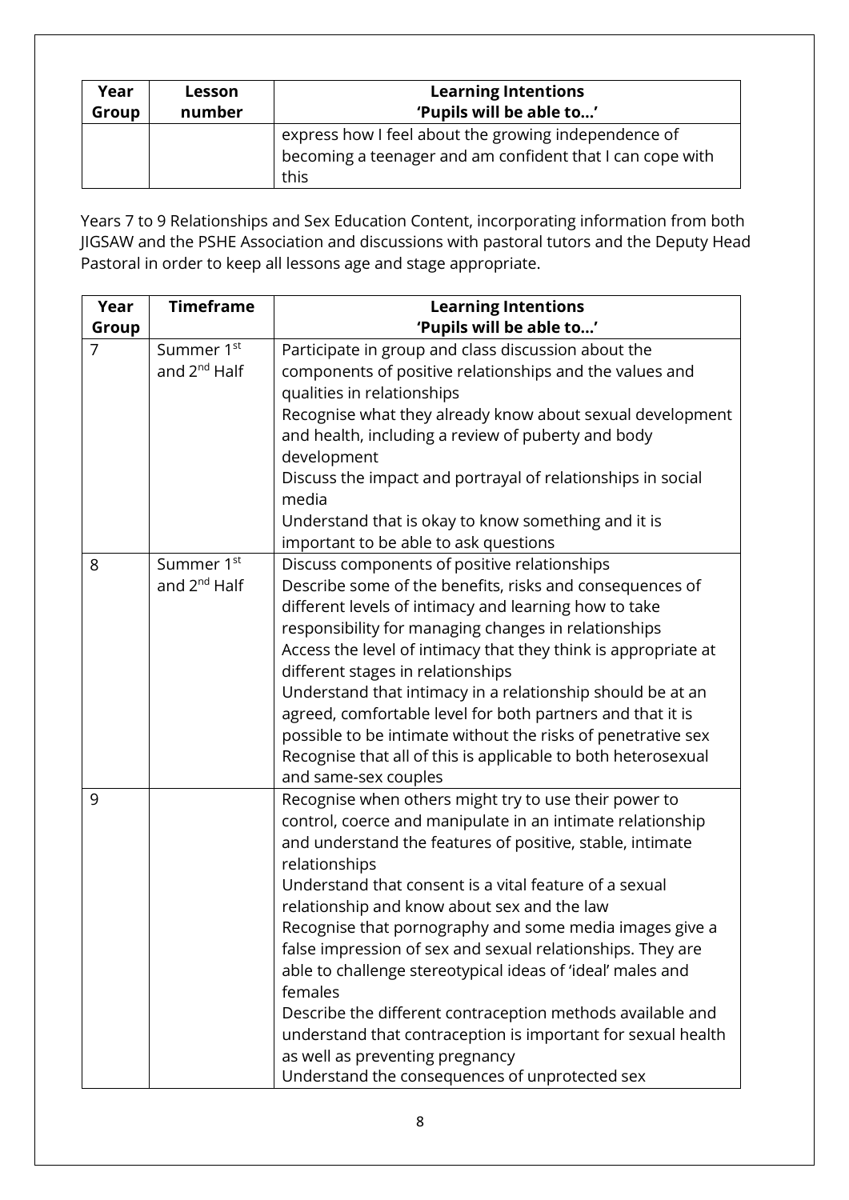| Year Group | Lesson number | Learning Intentions 'Pupils will be able to…' |
|---|---|---|
| | | express how I feel about the growing independence of becoming a teenager and am confident that I can cope with this |

Years 7 to 9 Relationships and Sex Education Content, incorporating information from both JIGSAW and the PSHE Association and discussions with pastoral tutors and the Deputy Head Pastoral in order to keep all lessons age and stage appropriate.

| Year Group | Timeframe | Learning Intentions 'Pupils will be able to…' |
|---|---|---|
| 7 | Summer 1st and 2nd Half | Participate in group and class discussion about the components of positive relationships and the values and qualities in relationships<br>Recognise what they already know about sexual development and health, including a review of puberty and body development<br>Discuss the impact and portrayal of relationships in social media<br>Understand that is okay to know something and it is important to be able to ask questions |
| 8 | Summer 1st and 2nd Half | Discuss components of positive relationships<br>Describe some of the benefits, risks and consequences of different levels of intimacy and learning how to take responsibility for managing changes in relationships<br>Access the level of intimacy that they think is appropriate at different stages in relationships<br>Understand that intimacy in a relationship should be at an agreed, comfortable level for both partners and that it is possible to be intimate without the risks of penetrative sex<br>Recognise that all of this is applicable to both heterosexual and same-sex couples |
| 9 | | Recognise when others might try to use their power to control, coerce and manipulate in an intimate relationship and understand the features of positive, stable, intimate relationships<br>Understand that consent is a vital feature of a sexual relationship and know about sex and the law<br>Recognise that pornography and some media images give a false impression of sex and sexual relationships. They are able to challenge stereotypical ideas of 'ideal' males and females<br>Describe the different contraception methods available and understand that contraception is important for sexual health as well as preventing pregnancy<br>Understand the consequences of unprotected sex |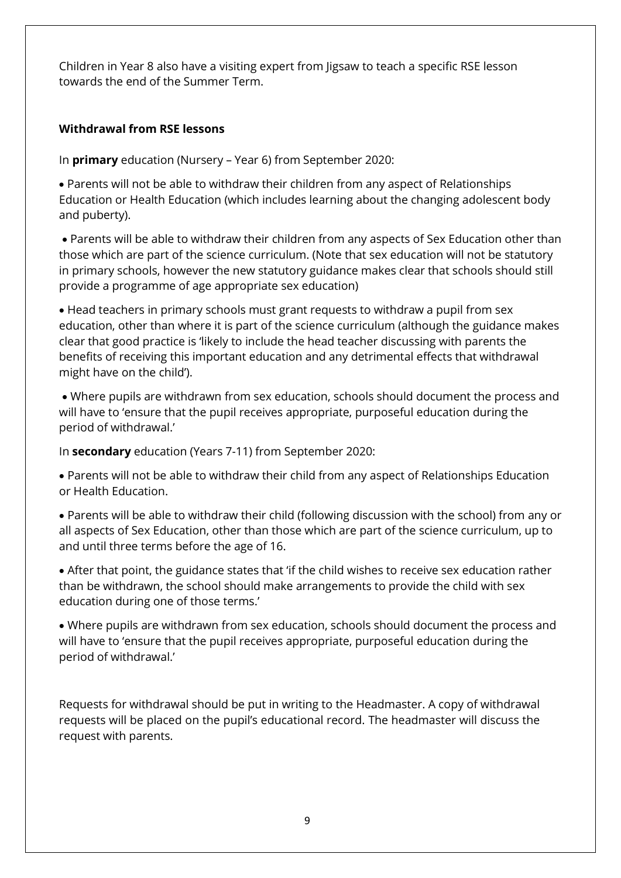Children in Year 8 also have a visiting expert from Jigsaw to teach a specific RSE lesson towards the end of the Summer Term.

**Withdrawal from RSE lessons**

In **primary** education (Nursery – Year 6) from September 2020:

- Parents will not be able to withdraw their children from any aspect of Relationships Education or Health Education (which includes learning about the changing adolescent body and puberty).
- Parents will be able to withdraw their children from any aspects of Sex Education other than those which are part of the science curriculum. (Note that sex education will not be statutory in primary schools, however the new statutory guidance makes clear that schools should still provide a programme of age appropriate sex education)
- Head teachers in primary schools must grant requests to withdraw a pupil from sex education, other than where it is part of the science curriculum (although the guidance makes clear that good practice is 'likely to include the head teacher discussing with parents the benefits of receiving this important education and any detrimental effects that withdrawal might have on the child').
- Where pupils are withdrawn from sex education, schools should document the process and will have to 'ensure that the pupil receives appropriate, purposeful education during the period of withdrawal.'

In **secondary** education (Years 7-11) from September 2020:

- Parents will not be able to withdraw their child from any aspect of Relationships Education or Health Education.
- Parents will be able to withdraw their child (following discussion with the school) from any or all aspects of Sex Education, other than those which are part of the science curriculum, up to and until three terms before the age of 16.
- After that point, the guidance states that 'if the child wishes to receive sex education rather than be withdrawn, the school should make arrangements to provide the child with sex education during one of those terms.'
- Where pupils are withdrawn from sex education, schools should document the process and will have to 'ensure that the pupil receives appropriate, purposeful education during the period of withdrawal.'

Requests for withdrawal should be put in writing to the Headmaster. A copy of withdrawal requests will be placed on the pupil's educational record. The headmaster will discuss the request with parents.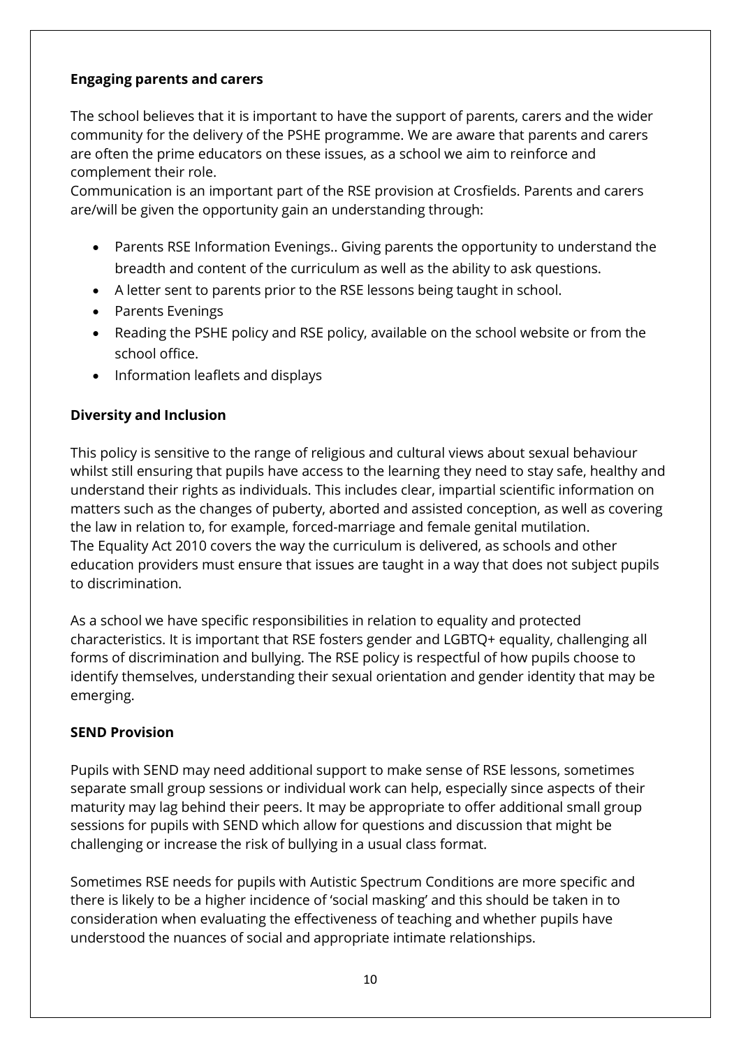**Engaging parents and carers**

The school believes that it is important to have the support of parents, carers and the wider community for the delivery of the PSHE programme. We are aware that parents and carers are often the prime educators on these issues, as a school we aim to reinforce and complement their role.
Communication is an important part of the RSE provision at Crosfields. Parents and carers are/will be given the opportunity gain an understanding through:

- Parents RSE Information Evenings.. Giving parents the opportunity to understand the breadth and content of the curriculum as well as the ability to ask questions.
- A letter sent to parents prior to the RSE lessons being taught in school.
- Parents Evenings
- Reading the PSHE policy and RSE policy, available on the school website or from the school office.
- Information leaflets and displays

**Diversity and Inclusion**

This policy is sensitive to the range of religious and cultural views about sexual behaviour whilst still ensuring that pupils have access to the learning they need to stay safe, healthy and understand their rights as individuals. This includes clear, impartial scientific information on matters such as the changes of puberty, aborted and assisted conception, as well as covering the law in relation to, for example, forced-marriage and female genital mutilation.
The Equality Act 2010 covers the way the curriculum is delivered, as schools and other education providers must ensure that issues are taught in a way that does not subject pupils to discrimination.

As a school we have specific responsibilities in relation to equality and protected characteristics. It is important that RSE fosters gender and LGBTQ+ equality, challenging all forms of discrimination and bullying. The RSE policy is respectful of how pupils choose to identify themselves, understanding their sexual orientation and gender identity that may be emerging.

**SEND Provision**

Pupils with SEND may need additional support to make sense of RSE lessons, sometimes separate small group sessions or individual work can help, especially since aspects of their maturity may lag behind their peers. It may be appropriate to offer additional small group sessions for pupils with SEND which allow for questions and discussion that might be challenging or increase the risk of bullying in a usual class format.

Sometimes RSE needs for pupils with Autistic Spectrum Conditions are more specific and there is likely to be a higher incidence of 'social masking' and this should be taken in to consideration when evaluating the effectiveness of teaching and whether pupils have understood the nuances of social and appropriate intimate relationships.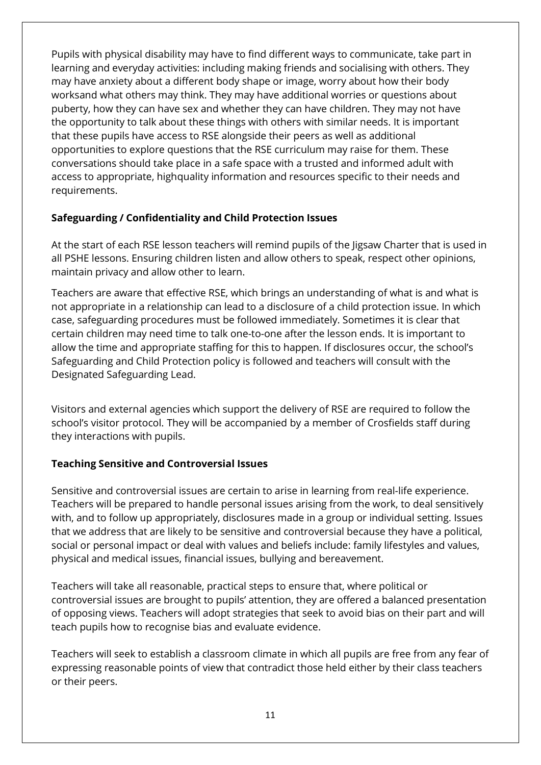Pupils with physical disability may have to find different ways to communicate, take part in learning and everyday activities: including making friends and socialising with others. They may have anxiety about a different body shape or image, worry about how their body worksand what others may think. They may have additional worries or questions about puberty, how they can have sex and whether they can have children. They may not have the opportunity to talk about these things with others with similar needs. It is important that these pupils have access to RSE alongside their peers as well as additional opportunities to explore questions that the RSE curriculum may raise for them. These conversations should take place in a safe space with a trusted and informed adult with access to appropriate, highquality information and resources specific to their needs and requirements.

**Safeguarding / Confidentiality and Child Protection Issues**

At the start of each RSE lesson teachers will remind pupils of the Jigsaw Charter that is used in all PSHE lessons. Ensuring children listen and allow others to speak, respect other opinions, maintain privacy and allow other to learn.

Teachers are aware that effective RSE, which brings an understanding of what is and what is not appropriate in a relationship can lead to a disclosure of a child protection issue. In which case, safeguarding procedures must be followed immediately. Sometimes it is clear that certain children may need time to talk one-to-one after the lesson ends. It is important to allow the time and appropriate staffing for this to happen. If disclosures occur, the school's Safeguarding and Child Protection policy is followed and teachers will consult with the Designated Safeguarding Lead.

Visitors and external agencies which support the delivery of RSE are required to follow the school's visitor protocol. They will be accompanied by a member of Crosfields staff during they interactions with pupils.

**Teaching Sensitive and Controversial Issues**

Sensitive and controversial issues are certain to arise in learning from real-life experience. Teachers will be prepared to handle personal issues arising from the work, to deal sensitively with, and to follow up appropriately, disclosures made in a group or individual setting. Issues that we address that are likely to be sensitive and controversial because they have a political, social or personal impact or deal with values and beliefs include: family lifestyles and values, physical and medical issues, financial issues, bullying and bereavement.

Teachers will take all reasonable, practical steps to ensure that, where political or controversial issues are brought to pupils' attention, they are offered a balanced presentation of opposing views. Teachers will adopt strategies that seek to avoid bias on their part and will teach pupils how to recognise bias and evaluate evidence.

Teachers will seek to establish a classroom climate in which all pupils are free from any fear of expressing reasonable points of view that contradict those held either by their class teachers or their peers.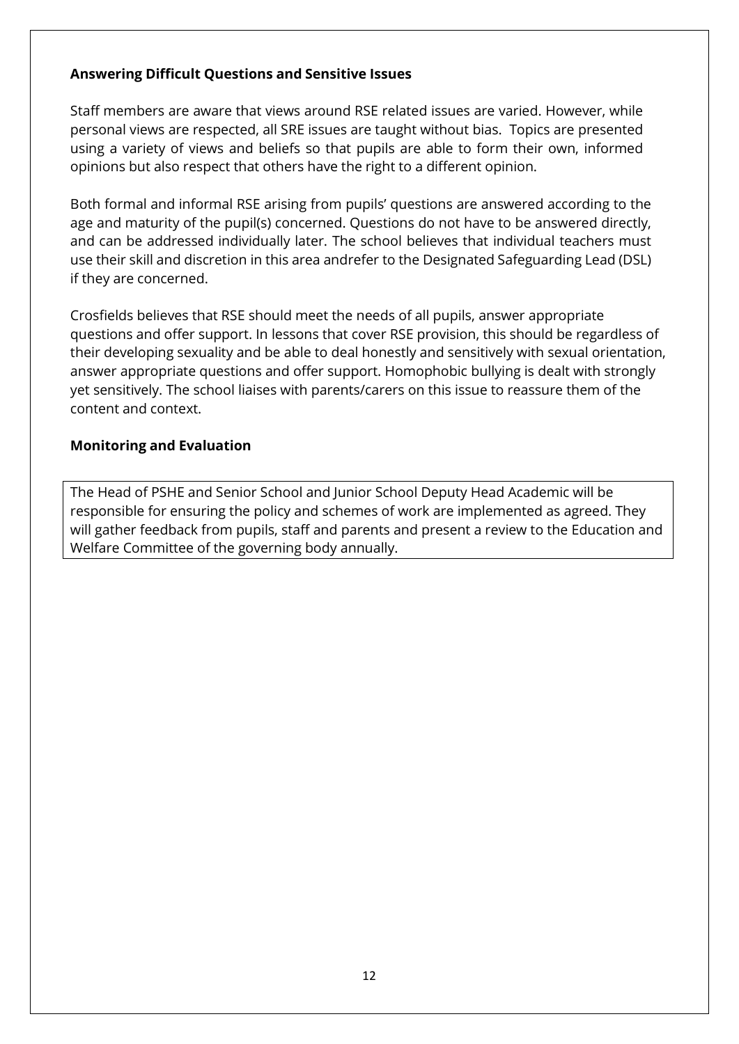**Answering Difficult Questions and Sensitive Issues**

Staff members are aware that views around RSE related issues are varied. However, while personal views are respected, all SRE issues are taught without bias. Topics are presented using a variety of views and beliefs so that pupils are able to form their own, informed opinions but also respect that others have the right to a different opinion.

Both formal and informal RSE arising from pupils' questions are answered according to the age and maturity of the pupil(s) concerned. Questions do not have to be answered directly, and can be addressed individually later. The school believes that individual teachers must use their skill and discretion in this area andrefer to the Designated Safeguarding Lead (DSL) if they are concerned.

Crosfields believes that RSE should meet the needs of all pupils, answer appropriate questions and offer support. In lessons that cover RSE provision, this should be regardless of their developing sexuality and be able to deal honestly and sensitively with sexual orientation, answer appropriate questions and offer support. Homophobic bullying is dealt with strongly yet sensitively. The school liaises with parents/carers on this issue to reassure them of the content and context.

**Monitoring and Evaluation**

The Head of PSHE and Senior School and Junior School Deputy Head Academic will be responsible for ensuring the policy and schemes of work are implemented as agreed. They will gather feedback from pupils, staff and parents and present a review to the Education and Welfare Committee of the governing body annually.